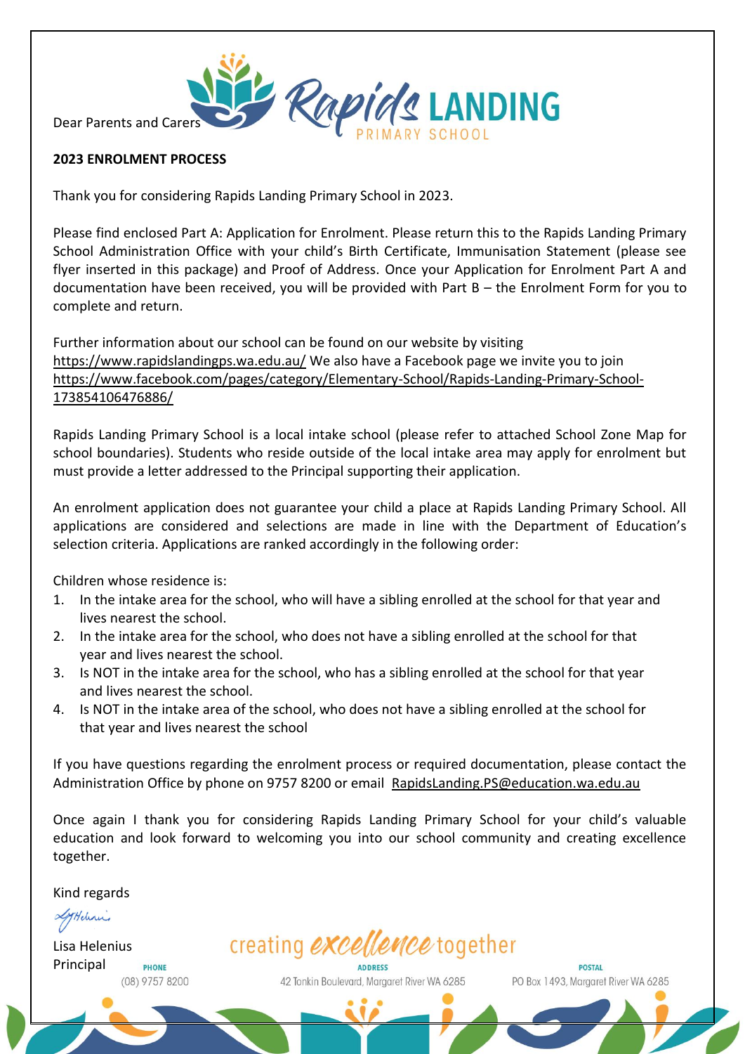Dear Parents and Carers

**2023 ENROLMENT PROCESS**

Thank you for considering Rapids Landing Primary School in 2023.

Please find enclosed Part A: Application for Enrolment. Please return this to the Rapids Landing Primary School Administration Office with your child's Birth Certificate, Immunisation Statement (please see flyer inserted in this package) and Proof of Address. Once your Application for Enrolment Part A and documentation have been received, you will be provided with Part B – the Enrolment Form for you to complete and return.

Further information about our school can be found on our website by visiting https://www.rapidslandingps.wa.edu.au/ We also have a Facebook page we invite you to join https://www.facebook.com/pages/category/Elementary-School/Rapids-Landing-Primary-School-173854106476886/

Rapids Landing Primary School is a local intake school (please refer to attached School Zone Map for school boundaries). Students who reside outside of the local intake area may apply for enrolment but must provide a letter addressed to the Principal supporting their application.

An enrolment application does not guarantee your child a place at Rapids Landing Primary School. All applications are considered and selections are made in line with the Department of Education's selection criteria. Applications are ranked accordingly in the following order:

Children whose residence is:

1. In the intake area for the school, who will have a sibling enrolled at the school for that year and lives nearest the school.
2. In the intake area for the school, who does not have a sibling enrolled at the school for that year and lives nearest the school.
3. Is NOT in the intake area for the school, who has a sibling enrolled at the school for that year and lives nearest the school.
4. Is NOT in the intake area of the school, who does not have a sibling enrolled at the school for that year and lives nearest the school

If you have questions regarding the enrolment process or required documentation, please contact the Administration Office by phone on 9757 8200 or email RapidsLanding.PS@education.wa.edu.au

Once again I thank you for considering Rapids Landing Primary School for your child's valuable education and look forward to welcoming you into our school community and creating excellence together.

Kind regards

Lisa Helenius
Principal

creating *excellence* together

**PHONE** (08) 9757 8200 **ADDRESS** 42 Tonkin Boulevard, Margaret River WA 6285 **POSTAL** PO Box 1493, Margaret River WA 6285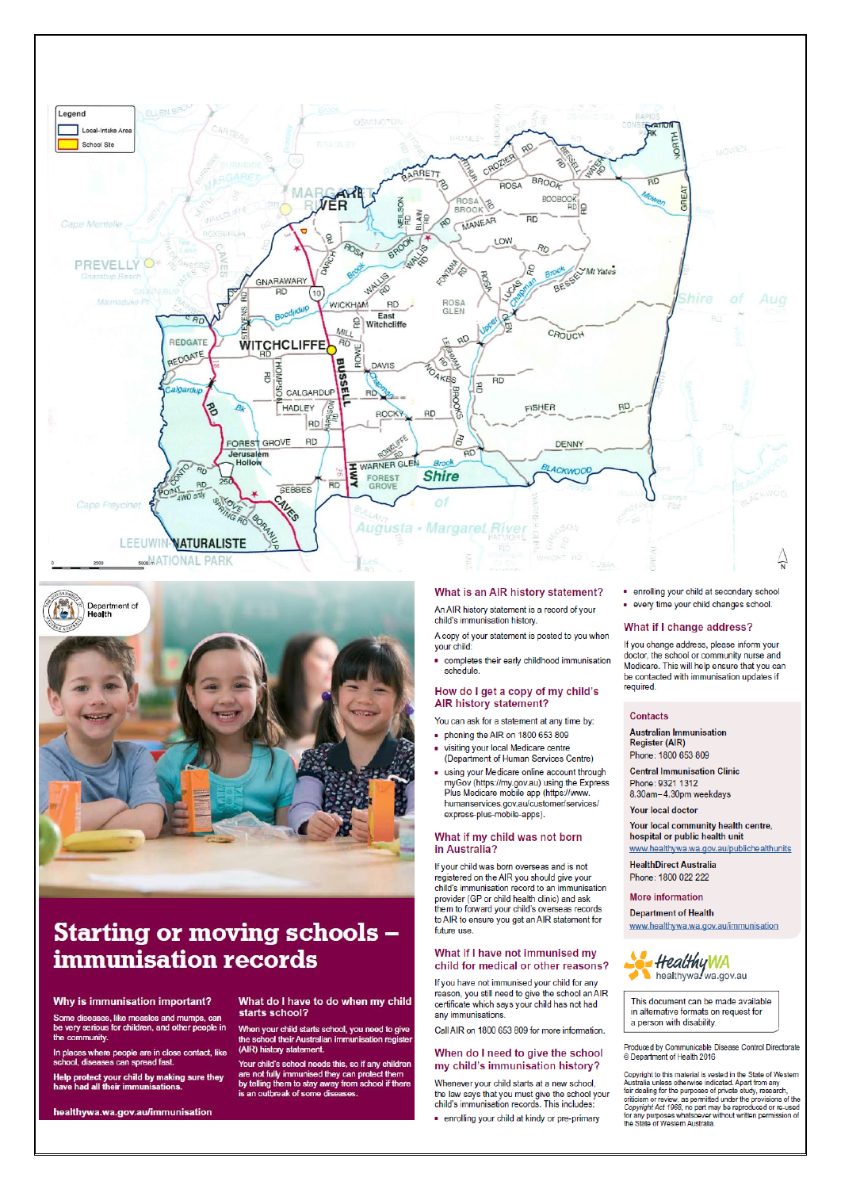Legend

- Local-Intake Area
- School Site

Department of Health

# Starting or moving schools – immunisation records

## Why is immunisation important?

Some diseases, like measles and mumps, can be very serious for children, and other people in the community.

In places where people are in close contact, like school, diseases can spread fast.

**Help protect your child by making sure they have had all their immunisations.**

## What do I have to do when my child starts school?

When your child starts school, you need to give the school their Australian immunisation register (AIR) history statement.

Your child's school needs this, so if any children are not fully immunised they can protect them by telling them to stay away from school if there is an outbreak of some diseases.

**healthywa.wa.gov.au/immunisation**

## What is an AIR history statement?

An AIR history statement is a record of your child's immunisation history.

A copy of your statement is posted to you when your child:

- completes their early childhood immunisation schedule.

## How do I get a copy of my child's AIR history statement?

You can ask for a statement at any time by:

- phoning the AIR on 1800 653 809
- visiting your local Medicare centre (Department of Human Services Centre)
- using your Medicare online account through myGov (https://my.gov.au) using the Express Plus Medicare mobile app (https://www.humanservices.gov.au/customer/services/express-plus-mobile-apps).

## What if my child was not born in Australia?

If your child was born overseas and is not registered on the AIR you should give your child's immunisation record to an immunisation provider (GP or child health clinic) and ask them to forward your child's overseas records to AIR to ensure you get an AIR statement for future use.

## What if I have not immunised my child for medical or other reasons?

If you have not immunised your child for any reason, you still need to give the school an AIR certificate which says your child has not had any immunisations.

Call AIR on 1800 653 809 for more information.

## When do I need to give the school my child's immunisation history?

Whenever your child starts at a new school, the law says that you must give the school your child's immunisation records. This includes:

- enrolling your child at kindy or pre-primary
- enrolling your child at secondary school
- every time your child changes school.

## What if I change address?

If you change address, please inform your doctor, the school or community nurse and Medicare. This will help ensure that you can be contacted with immunisation updates if required.

## Contacts

**Australian Immunisation Register (AIR)**
Phone: 1800 653 809

**Central Immunisation Clinic**
Phone: 9321 1312
8.30am–4.30pm weekdays

**Your local doctor**

**Your local community health centre, hospital or public health unit**
www.healthywa.wa.gov.au/publichealthunits

**HealthDirect Australia**
Phone: 1800 022 222

## More information

**Department of Health**
www.healthywa.wa.gov.au/immunisation

HealthyWA healthywa.wa.gov.au

This document can be made available in alternative formats on request for a person with disability.

Produced by Communicable Disease Control Directorate
© Department of Health 2016

Copyright to this material is vested in the State of Western Australia unless otherwise indicated. Apart from any fair dealing for the purposes of private study, research, criticism or review, as permitted under the provisions of the *Copyright Act 1968*, no part may be reproduced or re-used for any purposes whatsoever without written permission of the State of Western Australia.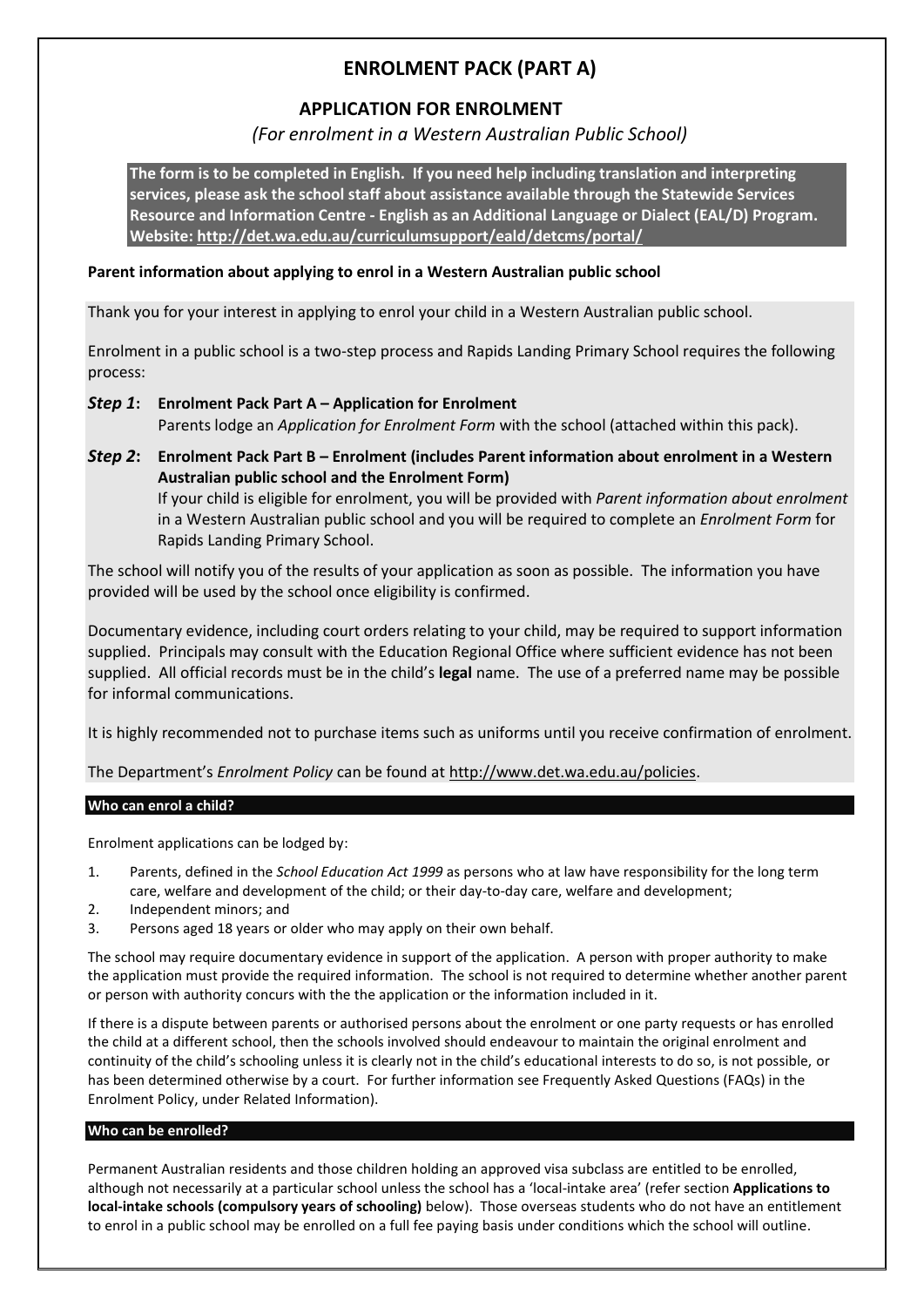# ENROLMENT PACK (PART A)

## APPLICATION FOR ENROLMENT

*(For enrolment in a Western Australian Public School)*

**The form is to be completed in English. If you need help including translation and interpreting services, please ask the school staff about assistance available through the Statewide Services Resource and Information Centre - English as an Additional Language or Dialect (EAL/D) Program. Website: http://det.wa.edu.au/curriculumsupport/eald/detcms/portal/**

**Parent information about applying to enrol in a Western Australian public school**

Thank you for your interest in applying to enrol your child in a Western Australian public school.

Enrolment in a public school is a two-step process and Rapids Landing Primary School requires the following process:

***Step 1*: Enrolment Pack Part A – Application for Enrolment**
Parents lodge an *Application for Enrolment Form* with the school (attached within this pack).

***Step 2*: Enrolment Pack Part B – Enrolment (includes Parent information about enrolment in a Western Australian public school and the Enrolment Form)**
If your child is eligible for enrolment, you will be provided with *Parent information about enrolment* in a Western Australian public school and you will be required to complete an *Enrolment Form* for Rapids Landing Primary School.

The school will notify you of the results of your application as soon as possible. The information you have provided will be used by the school once eligibility is confirmed.

Documentary evidence, including court orders relating to your child, may be required to support information supplied. Principals may consult with the Education Regional Office where sufficient evidence has not been supplied. All official records must be in the child's **legal** name. The use of a preferred name may be possible for informal communications.

It is highly recommended not to purchase items such as uniforms until you receive confirmation of enrolment.

The Department's *Enrolment Policy* can be found at http://www.det.wa.edu.au/policies.

### Who can enrol a child?

Enrolment applications can be lodged by:

1. Parents, defined in the *School Education Act 1999* as persons who at law have responsibility for the long term care, welfare and development of the child; or their day-to-day care, welfare and development;
2. Independent minors; and
3. Persons aged 18 years or older who may apply on their own behalf.

The school may require documentary evidence in support of the application. A person with proper authority to make the application must provide the required information. The school is not required to determine whether another parent or person with authority concurs with the the application or the information included in it.

If there is a dispute between parents or authorised persons about the enrolment or one party requests or has enrolled the child at a different school, then the schools involved should endeavour to maintain the original enrolment and continuity of the child's schooling unless it is clearly not in the child's educational interests to do so, is not possible, or has been determined otherwise by a court. For further information see Frequently Asked Questions (FAQs) in the Enrolment Policy, under Related Information).

### Who can be enrolled?

Permanent Australian residents and those children holding an approved visa subclass are entitled to be enrolled, although not necessarily at a particular school unless the school has a 'local-intake area' (refer section **Applications to local-intake schools (compulsory years of schooling)** below). Those overseas students who do not have an entitlement to enrol in a public school may be enrolled on a full fee paying basis under conditions which the school will outline.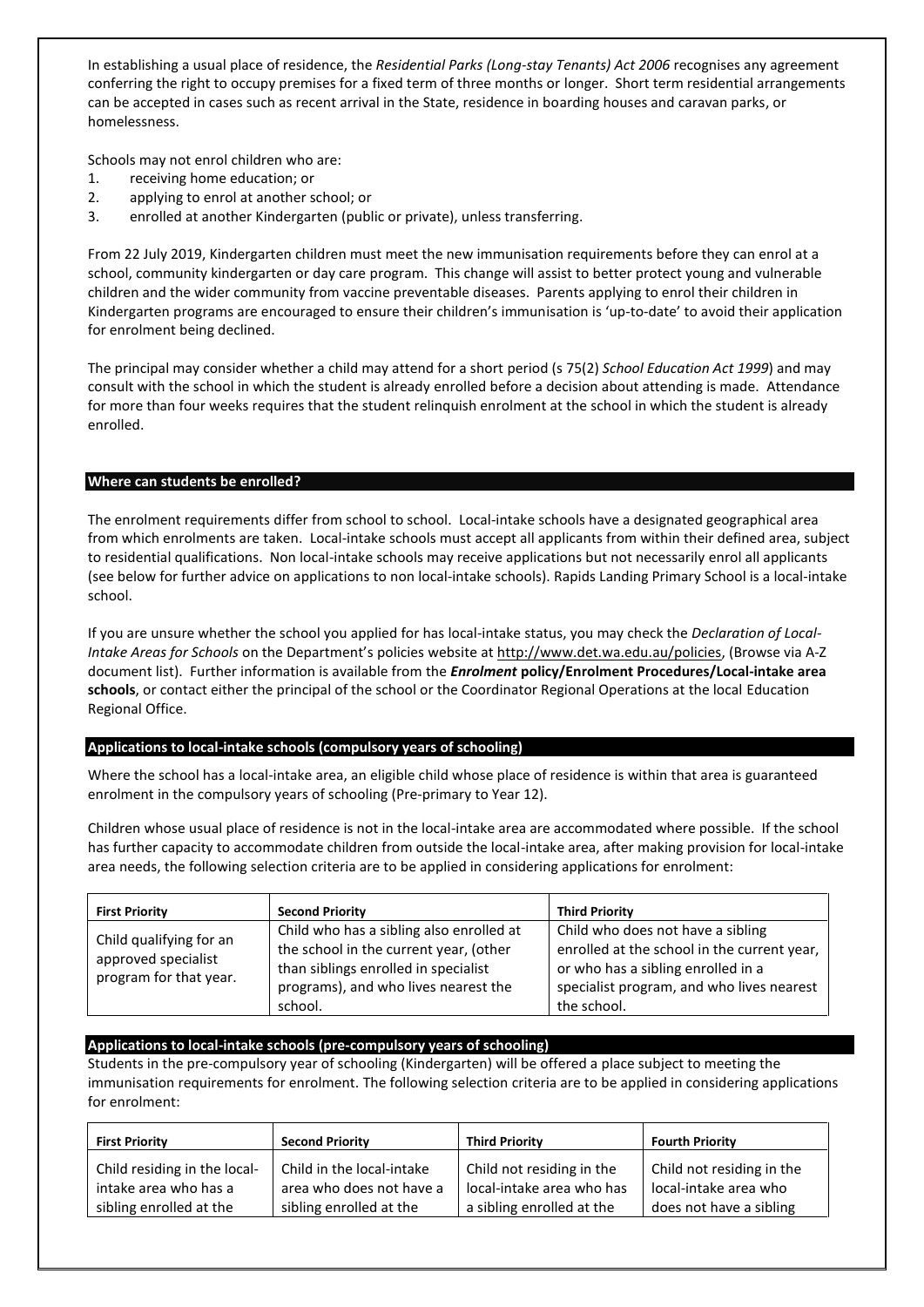In establishing a usual place of residence, the *Residential Parks (Long-stay Tenants) Act 2006* recognises any agreement conferring the right to occupy premises for a fixed term of three months or longer. Short term residential arrangements can be accepted in cases such as recent arrival in the State, residence in boarding houses and caravan parks, or homelessness.

Schools may not enrol children who are:

1. receiving home education; or
2. applying to enrol at another school; or
3. enrolled at another Kindergarten (public or private), unless transferring.

From 22 July 2019, Kindergarten children must meet the new immunisation requirements before they can enrol at a school, community kindergarten or day care program. This change will assist to better protect young and vulnerable children and the wider community from vaccine preventable diseases. Parents applying to enrol their children in Kindergarten programs are encouraged to ensure their children's immunisation is 'up-to-date' to avoid their application for enrolment being declined.

The principal may consider whether a child may attend for a short period (s 75(2) *School Education Act 1999*) and may consult with the school in which the student is already enrolled before a decision about attending is made. Attendance for more than four weeks requires that the student relinquish enrolment at the school in which the student is already enrolled.

## Where can students be enrolled?

The enrolment requirements differ from school to school. Local-intake schools have a designated geographical area from which enrolments are taken. Local-intake schools must accept all applicants from within their defined area, subject to residential qualifications. Non local-intake schools may receive applications but not necessarily enrol all applicants (see below for further advice on applications to non local-intake schools). Rapids Landing Primary School is a local-intake school.

If you are unsure whether the school you applied for has local-intake status, you may check the *Declaration of Local-Intake Areas for Schools* on the Department's policies website at http://www.det.wa.edu.au/policies, (Browse via A-Z document list). Further information is available from the ***Enrolment* policy/Enrolment Procedures/Local-intake area schools**, or contact either the principal of the school or the Coordinator Regional Operations at the local Education Regional Office.

## Applications to local-intake schools (compulsory years of schooling)

Where the school has a local-intake area, an eligible child whose place of residence is within that area is guaranteed enrolment in the compulsory years of schooling (Pre-primary to Year 12).

Children whose usual place of residence is not in the local-intake area are accommodated where possible. If the school has further capacity to accommodate children from outside the local-intake area, after making provision for local-intake area needs, the following selection criteria are to be applied in considering applications for enrolment:

| First Priority | Second Priority | Third Priority |
|---|---|---|
| Child qualifying for an approved specialist program for that year. | Child who has a sibling also enrolled at the school in the current year, (other than siblings enrolled in specialist programs), and who lives nearest the school. | Child who does not have a sibling enrolled at the school in the current year, or who has a sibling enrolled in a specialist program, and who lives nearest the school. |

## Applications to local-intake schools (pre-compulsory years of schooling)

Students in the pre-compulsory year of schooling (Kindergarten) will be offered a place subject to meeting the immunisation requirements for enrolment. The following selection criteria are to be applied in considering applications for enrolment:

| First Priority | Second Priority | Third Priority | Fourth Priority |
|---|---|---|---|
| Child residing in the local-intake area who has a sibling enrolled at the | Child in the local-intake area who does not have a sibling enrolled at the | Child not residing in the local-intake area who has a sibling enrolled at the | Child not residing in the local-intake area who does not have a sibling |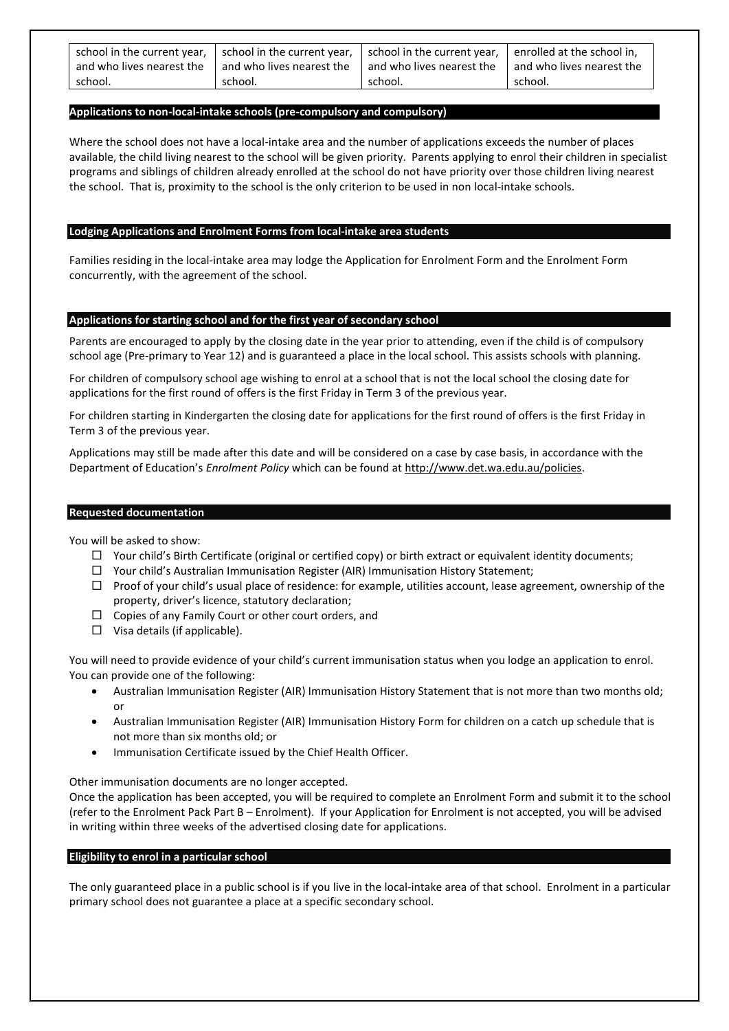| school in the current year, and who lives nearest the school. | school in the current year, and who lives nearest the school. | school in the current year, and who lives nearest the school. | enrolled at the school in, and who lives nearest the school. |
|---|---|---|---|

### Applications to non-local-intake schools (pre-compulsory and compulsory)

Where the school does not have a local-intake area and the number of applications exceeds the number of places available, the child living nearest to the school will be given priority. Parents applying to enrol their children in specialist programs and siblings of children already enrolled at the school do not have priority over those children living nearest the school. That is, proximity to the school is the only criterion to be used in non local-intake schools.

### Lodging Applications and Enrolment Forms from local-intake area students

Families residing in the local-intake area may lodge the Application for Enrolment Form and the Enrolment Form concurrently, with the agreement of the school.

### Applications for starting school and for the first year of secondary school

Parents are encouraged to apply by the closing date in the year prior to attending, even if the child is of compulsory school age (Pre-primary to Year 12) and is guaranteed a place in the local school. This assists schools with planning.

For children of compulsory school age wishing to enrol at a school that is not the local school the closing date for applications for the first round of offers is the first Friday in Term 3 of the previous year.

For children starting in Kindergarten the closing date for applications for the first round of offers is the first Friday in Term 3 of the previous year.

Applications may still be made after this date and will be considered on a case by case basis, in accordance with the Department of Education's *Enrolment Policy* which can be found at http://www.det.wa.edu.au/policies.

### Requested documentation

You will be asked to show:

- ☐ Your child's Birth Certificate (original or certified copy) or birth extract or equivalent identity documents;
- ☐ Your child's Australian Immunisation Register (AIR) Immunisation History Statement;
- ☐ Proof of your child's usual place of residence: for example, utilities account, lease agreement, ownership of the property, driver's licence, statutory declaration;
- ☐ Copies of any Family Court or other court orders, and
- ☐ Visa details (if applicable).

You will need to provide evidence of your child's current immunisation status when you lodge an application to enrol. You can provide one of the following:

- Australian Immunisation Register (AIR) Immunisation History Statement that is not more than two months old; or
- Australian Immunisation Register (AIR) Immunisation History Form for children on a catch up schedule that is not more than six months old; or
- Immunisation Certificate issued by the Chief Health Officer.

Other immunisation documents are no longer accepted.
Once the application has been accepted, you will be required to complete an Enrolment Form and submit it to the school (refer to the Enrolment Pack Part B – Enrolment). If your Application for Enrolment is not accepted, you will be advised in writing within three weeks of the advertised closing date for applications.

### Eligibility to enrol in a particular school

The only guaranteed place in a public school is if you live in the local-intake area of that school. Enrolment in a particular primary school does not guarantee a place at a specific secondary school.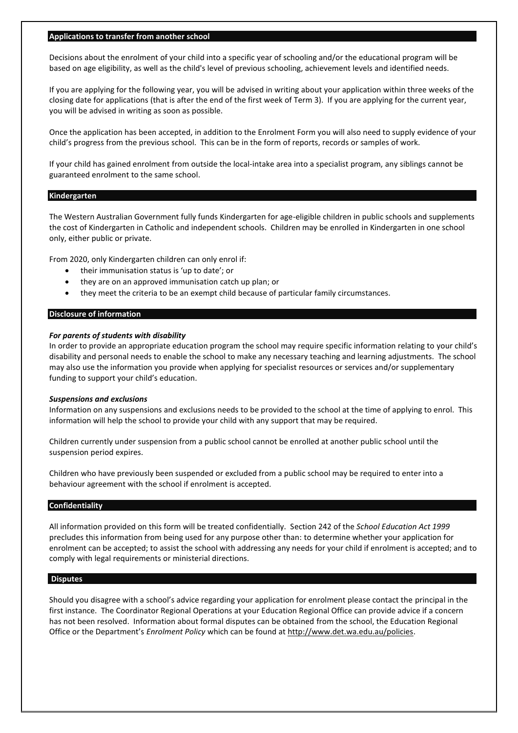## Applications to transfer from another school

Decisions about the enrolment of your child into a specific year of schooling and/or the educational program will be based on age eligibility, as well as the child's level of previous schooling, achievement levels and identified needs.

If you are applying for the following year, you will be advised in writing about your application within three weeks of the closing date for applications (that is after the end of the first week of Term 3). If you are applying for the current year, you will be advised in writing as soon as possible.

Once the application has been accepted, in addition to the Enrolment Form you will also need to supply evidence of your child's progress from the previous school. This can be in the form of reports, records or samples of work.

If your child has gained enrolment from outside the local-intake area into a specialist program, any siblings cannot be guaranteed enrolment to the same school.

## Kindergarten

The Western Australian Government fully funds Kindergarten for age-eligible children in public schools and supplements the cost of Kindergarten in Catholic and independent schools. Children may be enrolled in Kindergarten in one school only, either public or private.

From 2020, only Kindergarten children can only enrol if:

- their immunisation status is 'up to date'; or
- they are on an approved immunisation catch up plan; or
- they meet the criteria to be an exempt child because of particular family circumstances.

## Disclosure of information

***For parents of students with disability***

In order to provide an appropriate education program the school may require specific information relating to your child's disability and personal needs to enable the school to make any necessary teaching and learning adjustments. The school may also use the information you provide when applying for specialist resources or services and/or supplementary funding to support your child's education.

***Suspensions and exclusions***

Information on any suspensions and exclusions needs to be provided to the school at the time of applying to enrol. This information will help the school to provide your child with any support that may be required.

Children currently under suspension from a public school cannot be enrolled at another public school until the suspension period expires.

Children who have previously been suspended or excluded from a public school may be required to enter into a behaviour agreement with the school if enrolment is accepted.

## Confidentiality

All information provided on this form will be treated confidentially. Section 242 of the *School Education Act 1999* precludes this information from being used for any purpose other than: to determine whether your application for enrolment can be accepted; to assist the school with addressing any needs for your child if enrolment is accepted; and to comply with legal requirements or ministerial directions.

## Disputes

Should you disagree with a school's advice regarding your application for enrolment please contact the principal in the first instance. The Coordinator Regional Operations at your Education Regional Office can provide advice if a concern has not been resolved. Information about formal disputes can be obtained from the school, the Education Regional Office or the Department's *Enrolment Policy* which can be found at http://www.det.wa.edu.au/policies.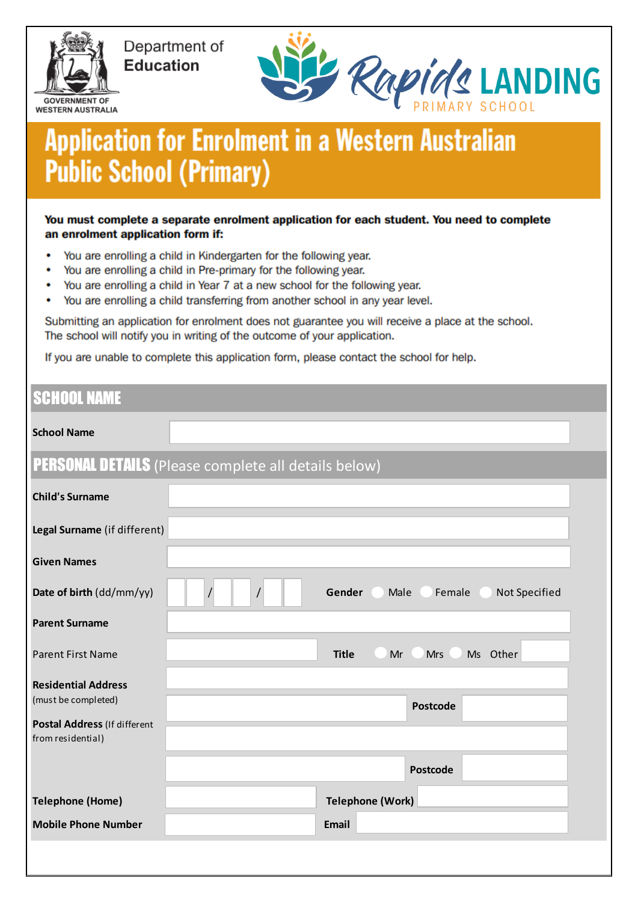Department of
**Education**

GOVERNMENT OF WESTERN AUSTRALIA

Rapids LANDING
PRIMARY SCHOOL

# Application for Enrolment in a Western Australian Public School (Primary)

**You must complete a separate enrolment application for each student. You need to complete an enrolment application form if:**

- You are enrolling a child in Kindergarten for the following year.
- You are enrolling a child in Pre-primary for the following year.
- You are enrolling a child in Year 7 at a new school for the following year.
- You are enrolling a child transferring from another school in any year level.

Submitting an application for enrolment does not guarantee you will receive a place at the school. The school will notify you in writing of the outcome of your application.

If you are unable to complete this application form, please contact the school for help.

## SCHOOL NAME

| | |
|---|---|
| **School Name** | |

## PERSONAL DETAILS (Please complete all details below)

| | | | |
|---|---|---|---|
| **Child's Surname** | | | |
| **Legal Surname** (if different) | | | |
| **Given Names** | | | |
| **Date of birth** (dd/mm/yy) | __ __ / __ __ / __ __ | **Gender** | ○ Male ○ Female ○ Not Specified |
| **Parent Surname** | | | |
| Parent First Name | | **Title** | ○ Mr ○ Mrs ○ Ms Other ____ |
| **Residential Address** (must be completed) | | | |
| | | **Postcode** | |
| **Postal Address** (If different from residential) | | | |
| | | **Postcode** | |
| **Telephone (Home)** | | **Telephone (Work)** | |
| **Mobile Phone Number** | | **Email** | |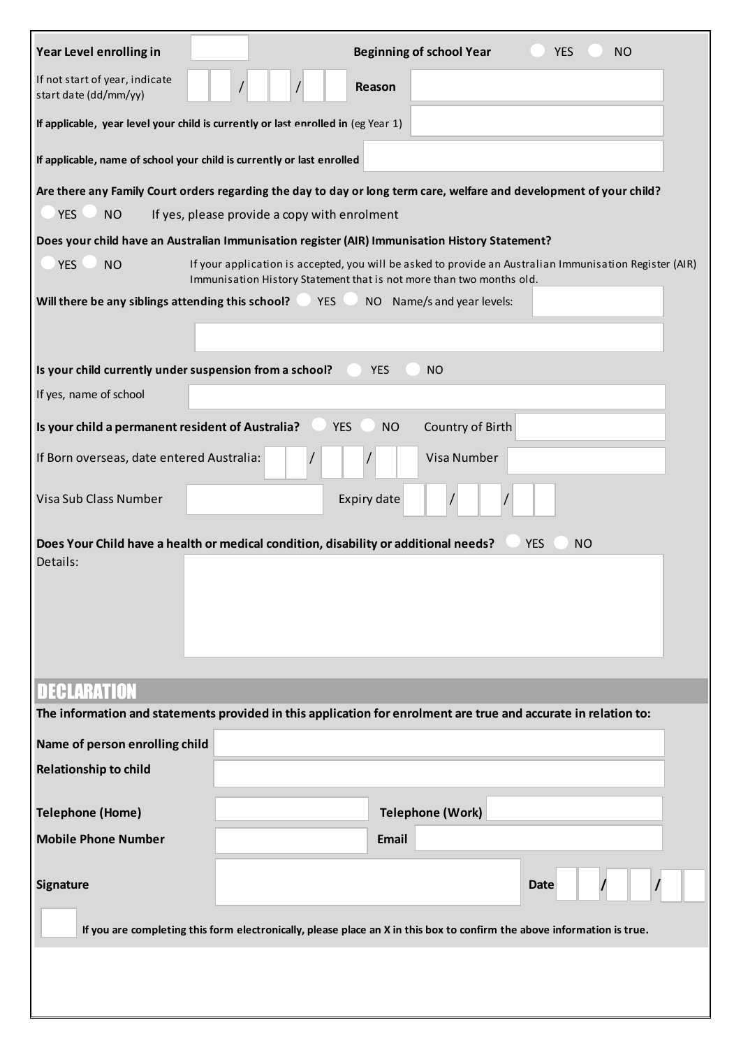**Year Level enrolling in** ______ **Beginning of school Year** ○ YES ○ NO

If not start of year, indicate start date (dd/mm/yy) __ __ / __ __ / __ __ **Reason** ______

**If applicable, year level your child is currently or last enrolled in** (eg Year 1) ______

**If applicable, name of school your child is currently or last enrolled** ______

**Are there any Family Court orders regarding the day to day or long term care, welfare and development of your child?**

○ YES ○ NO If yes, please provide a copy with enrolment

**Does your child have an Australian Immunisation register (AIR) Immunisation History Statement?**

○ YES ○ NO If your application is accepted, you will be asked to provide an Australian Immunisation Register (AIR) Immunisation History Statement that is not more than two months old.

**Will there be any siblings attending this school?** ○ YES ○ NO Name/s and year levels: ______

**Is your child currently under suspension from a school?** ○ YES ○ NO

If yes, name of school ______

**Is your child a permanent resident of Australia?** ○ YES ○ NO Country of Birth ______

If Born overseas, date entered Australia: __ __ / __ __ / __ __ Visa Number ______

Visa Sub Class Number ______ Expiry date __ __ / __ __ / __ __

**Does Your Child have a health or medical condition, disability or additional needs?** ○ YES ○ NO

Details: ______

## DECLARATION

**The information and statements provided in this application for enrolment are true and accurate in relation to:**

**Name of person enrolling child** ______

**Relationship to child** ______

**Telephone (Home)** ______ **Telephone (Work)** ______

**Mobile Phone Number** ______ **Email** ______

**Signature** ______ **Date** __ __ / __ __ / __ __

☐ **If you are completing this form electronically, please place an X in this box to confirm the above information is true.**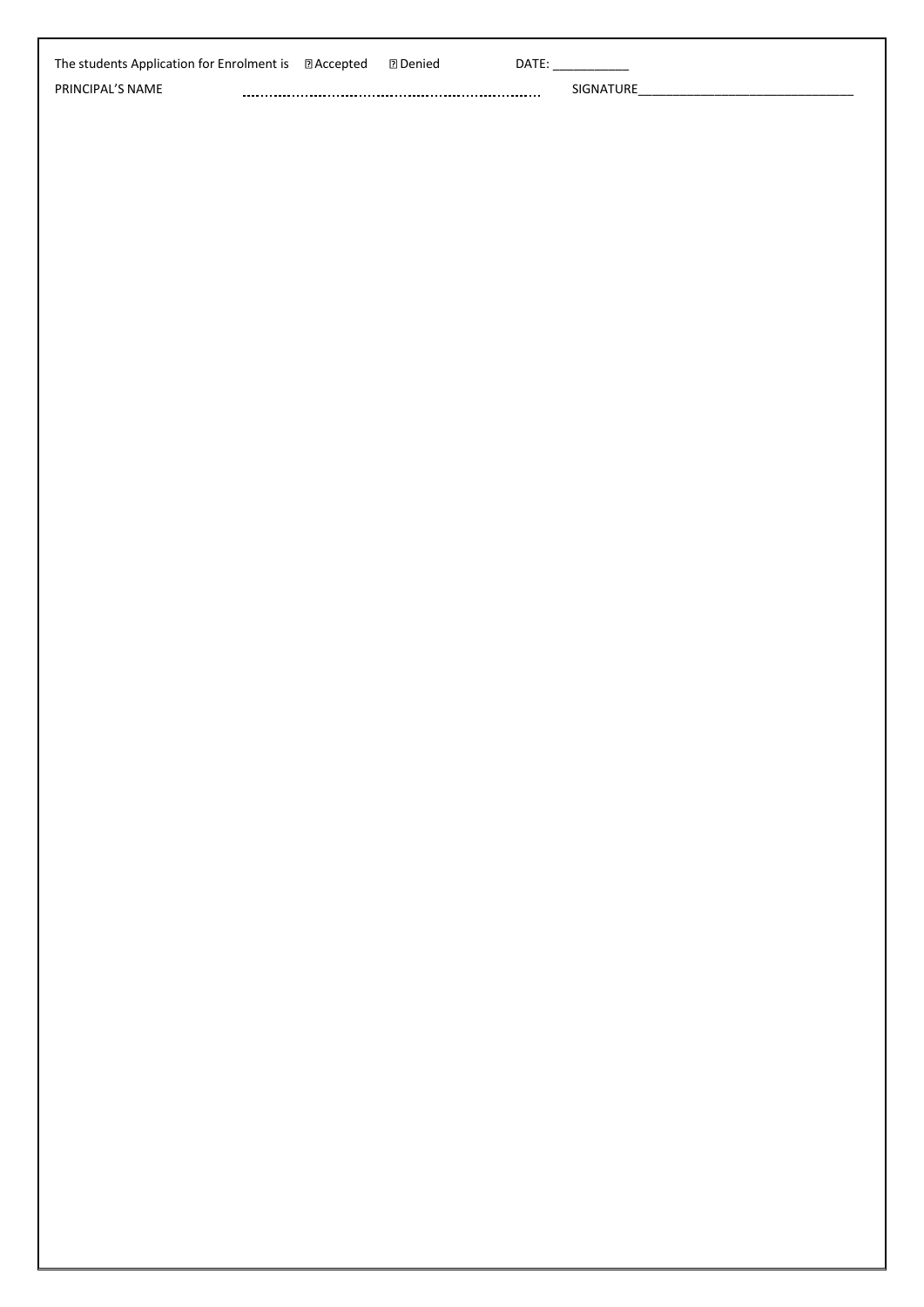The students Application for Enrolment is ☐ Accepted ☐ Denied DATE: ___________

PRINCIPAL'S NAME ………………………………………………………… SIGNATURE______________________________